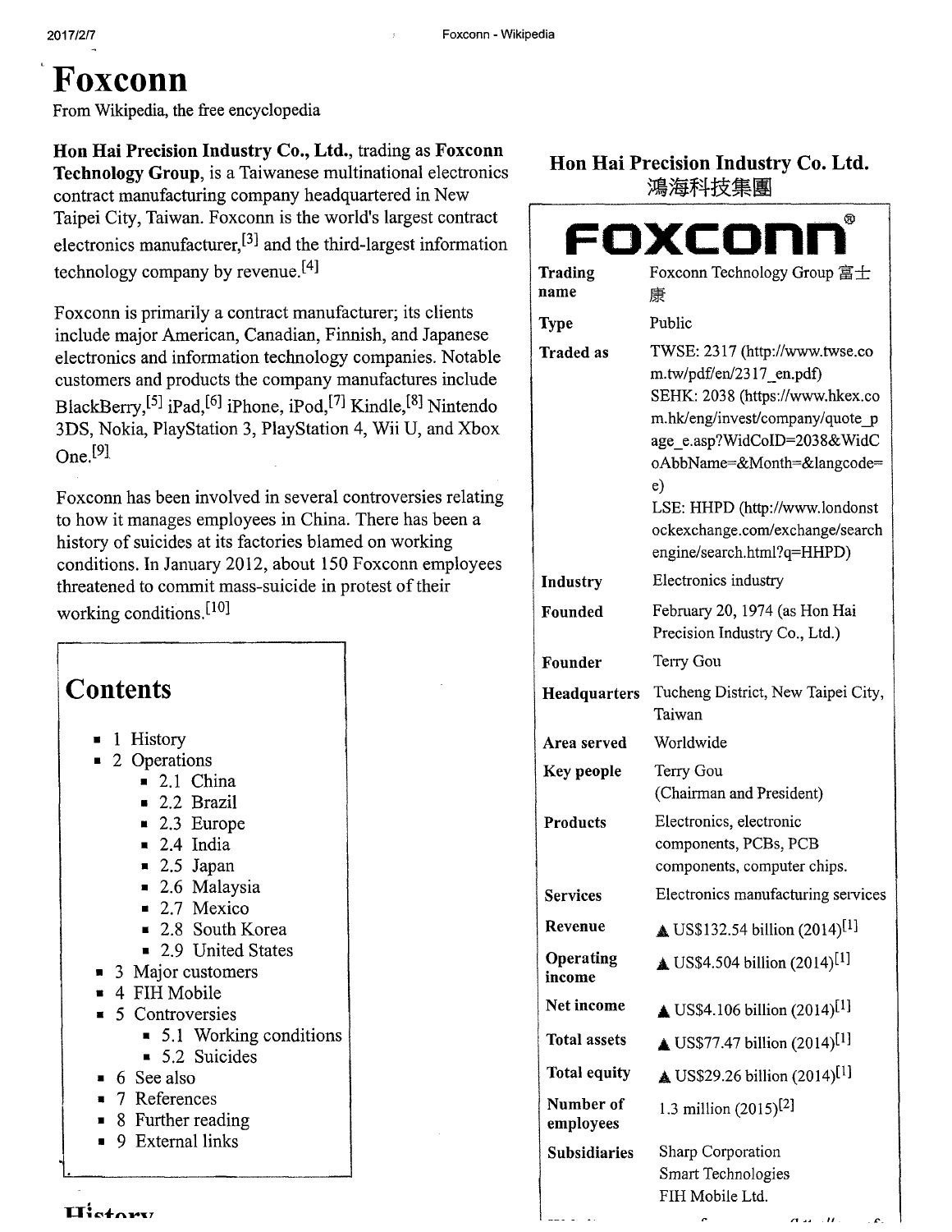# Foxconn

From Wikipedia, the free encyclopedia

**Hon Hai Precision Industry Co., Ltd.**, trading as **Foxconn Technology Group**, is a Taiwanese multinational electronics contract manufacturing company headquartered in New Taipei City, Taiwan. Foxconn is the world's largest contract electronics manufacturer,[3] and the third-largest information technology company by revenue.[4]

Foxconn is primarily a contract manufacturer; its clients include major American, Canadian, Finnish, and Japanese electronics and information technology companies. Notable customers and products the company manufactures include BlackBerry,[5] iPad,[6] iPhone, iPod,[7] Kindle,[8] Nintendo 3DS, Nokia, PlayStation 3, PlayStation 4, Wii U, and Xbox One.[9]

Foxconn has been involved in several controversies relating to how it manages employees in China. There has been a history of suicides at its factories blamed on working conditions. In January 2012, about 150 Foxconn employees threatened to commit mass-suicide in protest of their working conditions.[10]

**Hon Hai Precision Industry Co. Ltd.**
**鴻海科技集團**

FOXCONN®

| | |
|---|---|
| **Trading name** | Foxconn Technology Group 富士康 |
| **Type** | Public |
| **Traded as** | TWSE: 2317 (http://www.twse.com.tw/pdf/en/2317_en.pdf)<br>SEHK: 2038 (https://www.hkex.com.hk/eng/invest/company/quote_page_e.asp?WidCoID=2038&WidCoAbbName=&Month=&langcode=e)<br>LSE: HHPD (http://www.londonstockexchange.com/exchange/searchengine/search.html?q=HHPD) |
| **Industry** | Electronics industry |
| **Founded** | February 20, 1974 (as Hon Hai Precision Industry Co., Ltd.) |
| **Founder** | Terry Gou |
| **Headquarters** | Tucheng District, New Taipei City, Taiwan |
| **Area served** | Worldwide |
| **Key people** | Terry Gou (Chairman and President) |
| **Products** | Electronics, electronic components, PCBs, PCB components, computer chips. |
| **Services** | Electronics manufacturing services |
| **Revenue** | ▲ US$132.54 billion (2014)[1] |
| **Operating income** | ▲ US$4.504 billion (2014)[1] |
| **Net income** | ▲ US$4.106 billion (2014)[1] |
| **Total assets** | ▲ US$77.47 billion (2014)[1] |
| **Total equity** | ▲ US$29.26 billion (2014)[1] |
| **Number of employees** | 1.3 million (2015)[2] |
| **Subsidiaries** | Sharp Corporation<br>Smart Technologies<br>FIH Mobile Ltd. |

## Contents

- 1 History
- 2 Operations
  - 2.1 China
  - 2.2 Brazil
  - 2.3 Europe
  - 2.4 India
  - 2.5 Japan
  - 2.6 Malaysia
  - 2.7 Mexico
  - 2.8 South Korea
  - 2.9 United States
- 3 Major customers
- 4 FIH Mobile
- 5 Controversies
  - 5.1 Working conditions
  - 5.2 Suicides
- 6 See also
- 7 References
- 8 Further reading
- 9 External links

## History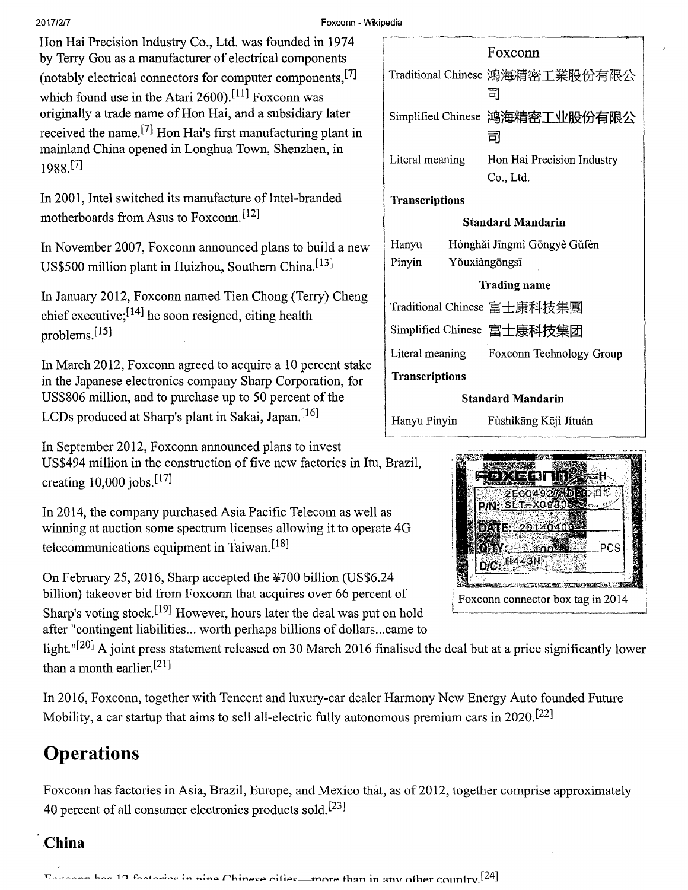Hon Hai Precision Industry Co., Ltd. was founded in 1974 by Terry Gou as a manufacturer of electrical components (notably electrical connectors for computer components,[7] which found use in the Atari 2600).[11] Foxconn was originally a trade name of Hon Hai, and a subsidiary later received the name.[7] Hon Hai's first manufacturing plant in mainland China opened in Longhua Town, Shenzhen, in 1988.[7]

| Foxconn | |
|---|---|
| Traditional Chinese | 鴻海精密工業股份有限公司 |
| Simplified Chinese | 鸿海精密工业股份有限公司 |
| Literal meaning | Hon Hai Precision Industry Co., Ltd. |
| **Transcriptions** | |
| **Standard Mandarin** | |
| Hanyu Pinyin | Hónghǎi Jīngmì Gōngyè Gǔfèn Yǒuxiàngōngsī |
| **Trading name** | |
| Traditional Chinese | 富士康科技集團 |
| Simplified Chinese | 富士康科技集团 |
| Literal meaning | Foxconn Technology Group |
| **Transcriptions** | |
| **Standard Mandarin** | |
| Hanyu Pinyin | Fùshìkāng Kējì Jítuán |

In 2001, Intel switched its manufacture of Intel-branded motherboards from Asus to Foxconn.[12]

In November 2007, Foxconn announced plans to build a new US$500 million plant in Huizhou, Southern China.[13]

In January 2012, Foxconn named Tien Chong (Terry) Cheng chief executive;[14] he soon resigned, citing health problems.[15]

In March 2012, Foxconn agreed to acquire a 10 percent stake in the Japanese electronics company Sharp Corporation, for US$806 million, and to purchase up to 50 percent of the LCDs produced at Sharp's plant in Sakai, Japan.[16]

In September 2012, Foxconn announced plans to invest US$494 million in the construction of five new factories in Itu, Brazil, creating 10,000 jobs.[17]

In 2014, the company purchased Asia Pacific Telecom as well as winning at auction some spectrum licenses allowing it to operate 4G telecommunications equipment in Taiwan.[18]

Foxconn connector box tag in 2014

On February 25, 2016, Sharp accepted the ¥700 billion (US$6.24 billion) takeover bid from Foxconn that acquires over 66 percent of Sharp's voting stock.[19] However, hours later the deal was put on hold after "contingent liabilities... worth perhaps billions of dollars...came to light."[20] A joint press statement released on 30 March 2016 finalised the deal but at a price significantly lower than a month earlier.[21]

In 2016, Foxconn, together with Tencent and luxury-car dealer Harmony New Energy Auto founded Future Mobility, a car startup that aims to sell all-electric fully autonomous premium cars in 2020.[22]

## Operations

Foxconn has factories in Asia, Brazil, Europe, and Mexico that, as of 2012, together comprise approximately 40 percent of all consumer electronics products sold.[23]

### China

Foxconn has 12 factories in nine Chinese cities—more than in any other country.[24]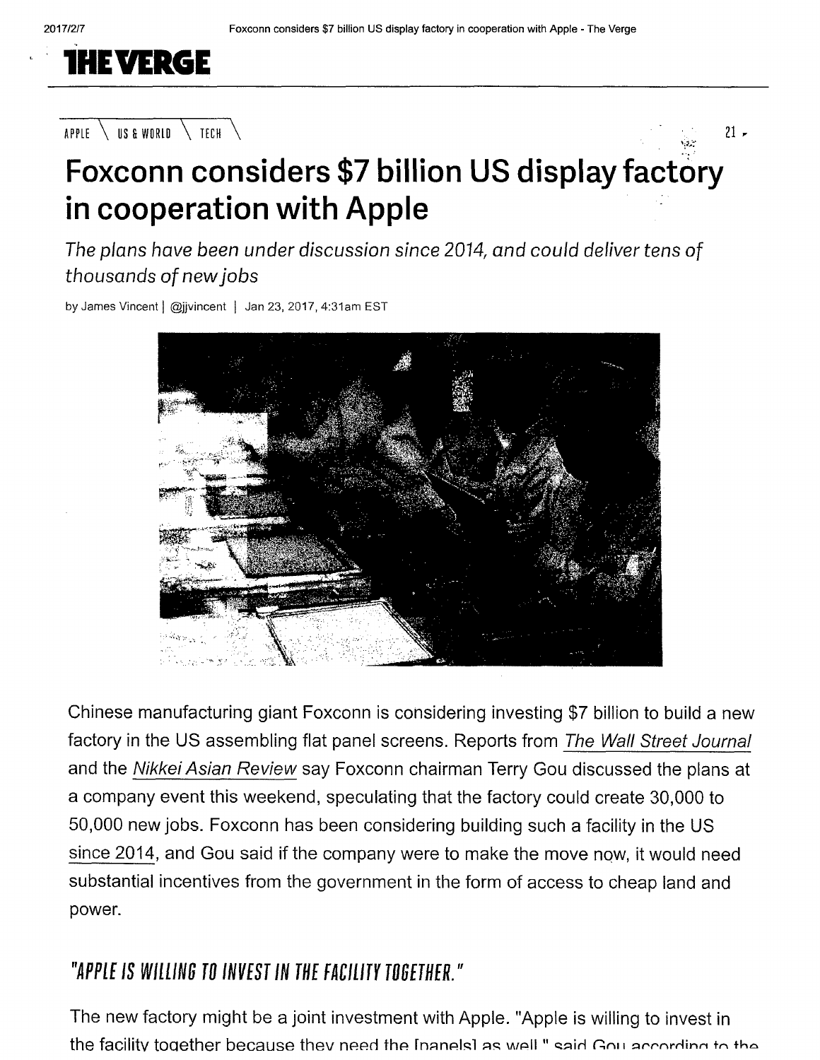# THE VERGE

APPLE \ US & WORLD \ TECH \

# Foxconn considers $7 billion US display factory in cooperation with Apple

*The plans have been under discussion since 2014, and could deliver tens of thousands of new jobs*

by James Vincent | @jjvincent | Jan 23, 2017, 4:31am EST

Chinese manufacturing giant Foxconn is considering investing $7 billion to build a new factory in the US assembling flat panel screens. Reports from *The Wall Street Journal* and the *Nikkei Asian Review* say Foxconn chairman Terry Gou discussed the plans at a company event this weekend, speculating that the factory could create 30,000 to 50,000 new jobs. Foxconn has been considering building such a facility in the US since 2014, and Gou said if the company were to make the move now, it would need substantial incentives from the government in the form of access to cheap land and power.

## "APPLE IS WILLING TO INVEST IN THE FACILITY TOGETHER."

The new factory might be a joint investment with Apple. "Apple is willing to invest in the facility together because they need the [panels] as well," said Gou according to the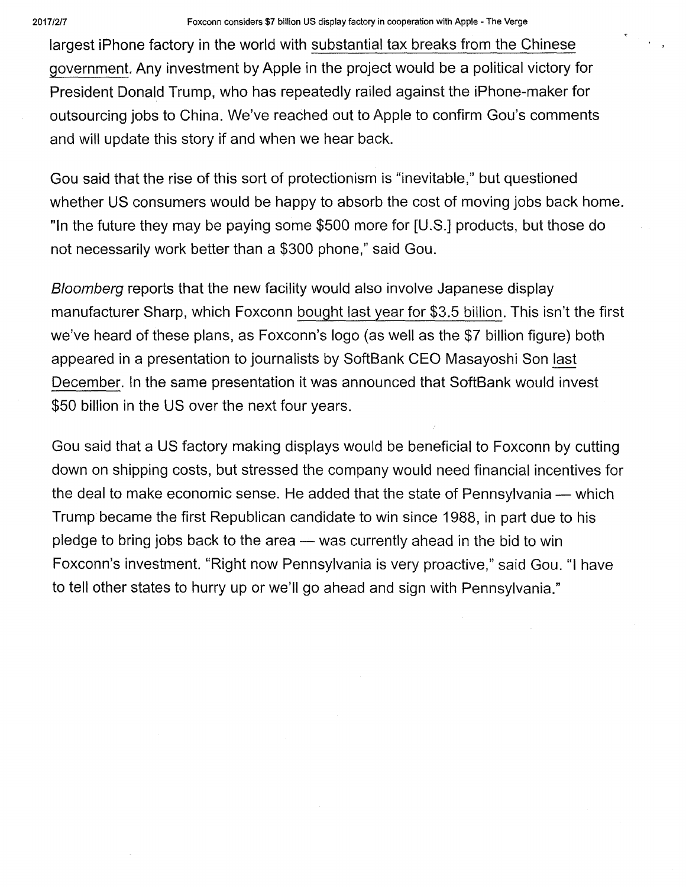largest iPhone factory in the world with substantial tax breaks from the Chinese government. Any investment by Apple in the project would be a political victory for President Donald Trump, who has repeatedly railed against the iPhone-maker for outsourcing jobs to China. We've reached out to Apple to confirm Gou's comments and will update this story if and when we hear back.

Gou said that the rise of this sort of protectionism is "inevitable," but questioned whether US consumers would be happy to absorb the cost of moving jobs back home. "In the future they may be paying some $500 more for [U.S.] products, but those do not necessarily work better than a $300 phone," said Gou.

*Bloomberg* reports that the new facility would also involve Japanese display manufacturer Sharp, which Foxconn bought last year for $3.5 billion. This isn't the first we've heard of these plans, as Foxconn's logo (as well as the $7 billion figure) both appeared in a presentation to journalists by SoftBank CEO Masayoshi Son last December. In the same presentation it was announced that SoftBank would invest $50 billion in the US over the next four years.

Gou said that a US factory making displays would be beneficial to Foxconn by cutting down on shipping costs, but stressed the company would need financial incentives for the deal to make economic sense. He added that the state of Pennsylvania — which Trump became the first Republican candidate to win since 1988, in part due to his pledge to bring jobs back to the area — was currently ahead in the bid to win Foxconn's investment. "Right now Pennsylvania is very proactive," said Gou. "I have to tell other states to hurry up or we'll go ahead and sign with Pennsylvania."